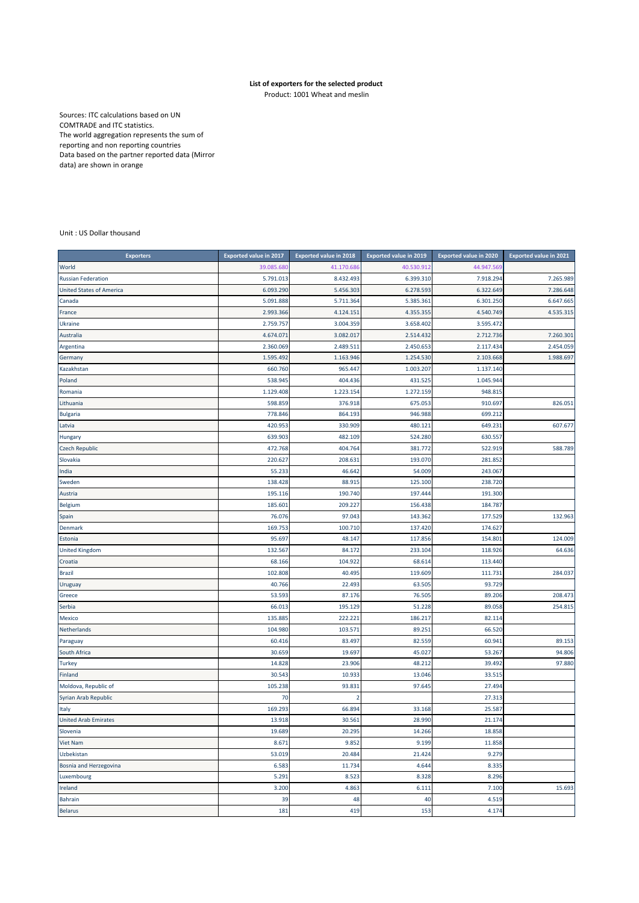**List of exporters for the selected product**

Product: 1001 Wheat and meslin

Sources: ITC calculations based on UN COMTRADE and ITC statistics.
The world aggregation represents the sum of reporting and non reporting countries
Data based on the partner reported data (Mirror data) are shown in orange

Unit : US Dollar thousand

| Exporters | Exported value in 2017 | Exported value in 2018 | Exported value in 2019 | Exported value in 2020 | Exported value in 2021 |
|---|---|---|---|---|---|
| World | 39.085.680 | 41.170.686 | 40.530.912 | 44.947.569 | |
| Russian Federation | 5.791.013 | 8.432.493 | 6.399.310 | 7.918.294 | 7.265.989 |
| United States of America | 6.093.290 | 5.456.303 | 6.278.593 | 6.322.649 | 7.286.648 |
| Canada | 5.091.888 | 5.711.364 | 5.385.361 | 6.301.250 | 6.647.665 |
| France | 2.993.366 | 4.124.151 | 4.355.355 | 4.540.749 | 4.535.315 |
| Ukraine | 2.759.757 | 3.004.359 | 3.658.402 | 3.595.472 | |
| Australia | 4.674.071 | 3.082.017 | 2.514.432 | 2.712.736 | 7.260.301 |
| Argentina | 2.360.069 | 2.489.511 | 2.450.653 | 2.117.434 | 2.454.059 |
| Germany | 1.595.492 | 1.163.946 | 1.254.530 | 2.103.668 | 1.988.697 |
| Kazakhstan | 660.760 | 965.447 | 1.003.207 | 1.137.140 | |
| Poland | 538.945 | 404.436 | 431.525 | 1.045.944 | |
| Romania | 1.129.408 | 1.223.154 | 1.272.159 | 948.815 | |
| Lithuania | 598.859 | 376.918 | 675.053 | 910.697 | 826.051 |
| Bulgaria | 778.846 | 864.193 | 946.988 | 699.212 | |
| Latvia | 420.953 | 330.909 | 480.121 | 649.231 | 607.677 |
| Hungary | 639.903 | 482.109 | 524.280 | 630.557 | |
| Czech Republic | 472.768 | 404.764 | 381.772 | 522.919 | 588.789 |
| Slovakia | 220.627 | 208.631 | 193.070 | 281.852 | |
| India | 55.233 | 46.642 | 54.009 | 243.067 | |
| Sweden | 138.428 | 88.915 | 125.100 | 238.720 | |
| Austria | 195.116 | 190.740 | 197.444 | 191.300 | |
| Belgium | 185.601 | 209.227 | 156.438 | 184.787 | |
| Spain | 76.076 | 97.043 | 143.362 | 177.529 | 132.963 |
| Denmark | 169.753 | 100.710 | 137.420 | 174.627 | |
| Estonia | 95.697 | 48.147 | 117.856 | 154.801 | 124.009 |
| United Kingdom | 132.567 | 84.172 | 233.104 | 118.926 | 64.636 |
| Croatia | 68.166 | 104.922 | 68.614 | 113.440 | |
| Brazil | 102.808 | 40.495 | 119.609 | 111.731 | 284.037 |
| Uruguay | 40.766 | 22.493 | 63.505 | 93.729 | |
| Greece | 53.593 | 87.176 | 76.505 | 89.206 | 208.473 |
| Serbia | 66.013 | 195.129 | 51.228 | 89.058 | 254.815 |
| Mexico | 135.885 | 222.221 | 186.217 | 82.114 | |
| Netherlands | 104.980 | 103.571 | 89.251 | 66.520 | |
| Paraguay | 60.416 | 83.497 | 82.559 | 60.941 | 89.153 |
| South Africa | 30.659 | 19.697 | 45.027 | 53.267 | 94.806 |
| Turkey | 14.828 | 23.906 | 48.212 | 39.492 | 97.880 |
| Finland | 30.543 | 10.933 | 13.046 | 33.515 | |
| Moldova, Republic of | 105.238 | 93.831 | 97.645 | 27.494 | |
| Syrian Arab Republic | 70 | 2 | | 27.313 | |
| Italy | 169.293 | 66.894 | 33.168 | 25.587 | |
| United Arab Emirates | 13.918 | 30.561 | 28.990 | 21.174 | |
| Slovenia | 19.689 | 20.295 | 14.266 | 18.858 | |
| Viet Nam | 8.671 | 9.852 | 9.199 | 11.858 | |
| Uzbekistan | 53.019 | 20.484 | 21.424 | 9.279 | |
| Bosnia and Herzegovina | 6.583 | 11.734 | 4.644 | 8.335 | |
| Luxembourg | 5.291 | 8.523 | 8.328 | 8.296 | |
| Ireland | 3.200 | 4.863 | 6.111 | 7.100 | 15.693 |
| Bahrain | 39 | 48 | 40 | 4.519 | |
| Belarus | 181 | 419 | 153 | 4.174 | |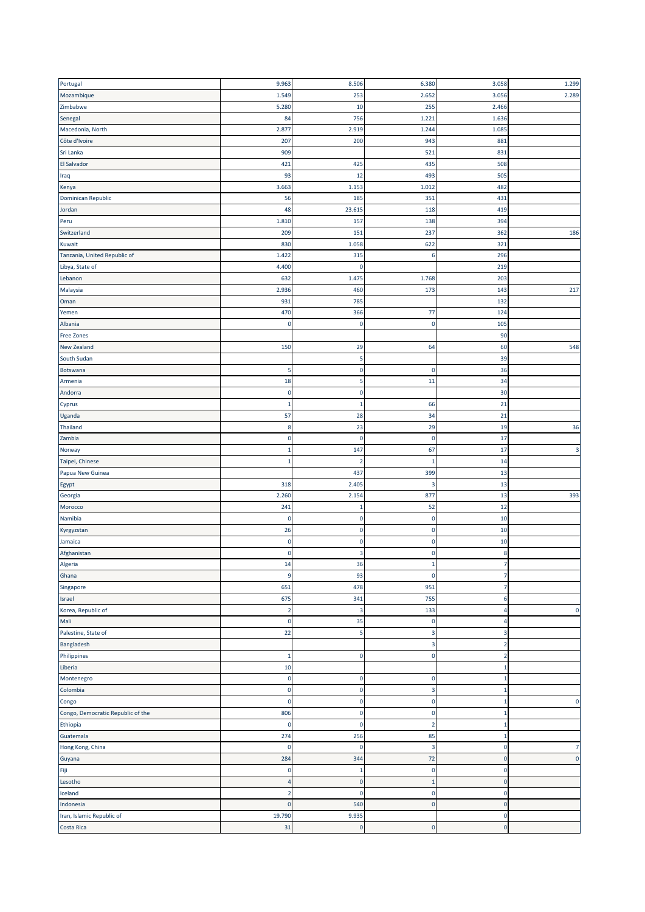| | | | | | |
|---|---|---|---|---|---|
| Portugal | 9.963 | 8.506 | 6.380 | 3.058 | 1.299 |
| Mozambique | 1.549 | 253 | 2.652 | 3.056 | 2.289 |
| Zimbabwe | 5.280 | 10 | 255 | 2.466 | |
| Senegal | 84 | 756 | 1.221 | 1.636 | |
| Macedonia, North | 2.877 | 2.919 | 1.244 | 1.085 | |
| Côte d'Ivoire | 207 | 200 | 943 | 881 | |
| Sri Lanka | 909 | | 521 | 831 | |
| El Salvador | 421 | 425 | 435 | 508 | |
| Iraq | 93 | 12 | 493 | 505 | |
| Kenya | 3.663 | 1.153 | 1.012 | 482 | |
| Dominican Republic | 56 | 185 | 351 | 431 | |
| Jordan | 48 | 23.615 | 118 | 419 | |
| Peru | 1.810 | 157 | 138 | 394 | |
| Switzerland | 209 | 151 | 237 | 362 | 186 |
| Kuwait | 830 | 1.058 | 622 | 321 | |
| Tanzania, United Republic of | 1.422 | 315 | 6 | 296 | |
| Libya, State of | 4.400 | 0 | | 219 | |
| Lebanon | 632 | 1.475 | 1.768 | 203 | |
| Malaysia | 2.936 | 460 | 173 | 143 | 217 |
| Oman | 931 | 785 | | 132 | |
| Yemen | 470 | 366 | 77 | 124 | |
| Albania | 0 | 0 | 0 | 105 | |
| Free Zones | | | | 90 | |
| New Zealand | 150 | 29 | 64 | 60 | 548 |
| South Sudan | | 5 | | 39 | |
| Botswana | 5 | 0 | 0 | 36 | |
| Armenia | 18 | 5 | 11 | 34 | |
| Andorra | 0 | 0 | | 30 | |
| Cyprus | 1 | 1 | 66 | 21 | |
| Uganda | 57 | 28 | 34 | 21 | |
| Thailand | 8 | 23 | 29 | 19 | 36 |
| Zambia | 0 | 0 | 0 | 17 | |
| Norway | 1 | 147 | 67 | 17 | 3 |
| Taipei, Chinese | 1 | 2 | 1 | 14 | |
| Papua New Guinea | | 437 | 399 | 13 | |
| Egypt | 318 | 2.405 | 3 | 13 | |
| Georgia | 2.260 | 2.154 | 877 | 13 | 393 |
| Morocco | 241 | 1 | 52 | 12 | |
| Namibia | 0 | 0 | 0 | 10 | |
| Kyrgyzstan | 26 | 0 | 0 | 10 | |
| Jamaica | 0 | 0 | 0 | 10 | |
| Afghanistan | 0 | 3 | 0 | 8 | |
| Algeria | 14 | 36 | 1 | 7 | |
| Ghana | 9 | 93 | 0 | 7 | |
| Singapore | 651 | 478 | 951 | 7 | |
| Israel | 675 | 341 | 755 | 6 | |
| Korea, Republic of | 2 | 3 | 133 | 4 | 0 |
| Mali | 0 | 35 | 0 | 4 | |
| Palestine, State of | 22 | 5 | 3 | 3 | |
| Bangladesh | | | 3 | 2 | |
| Philippines | 1 | 0 | 0 | 2 | |
| Liberia | 10 | | | 1 | |
| Montenegro | 0 | 0 | 0 | 1 | |
| Colombia | 0 | 0 | 3 | 1 | |
| Congo | 0 | 0 | 0 | 1 | 0 |
| Congo, Democratic Republic of the | 806 | 0 | 0 | 1 | |
| Ethiopia | 0 | 0 | 2 | 1 | |
| Guatemala | 274 | 256 | 85 | 1 | |
| Hong Kong, China | 0 | 0 | 3 | 0 | 7 |
| Guyana | 284 | 344 | 72 | 0 | 0 |
| Fiji | 0 | 1 | 0 | 0 | |
| Lesotho | 4 | 0 | 1 | 0 | |
| Iceland | 2 | 0 | 0 | 0 | |
| Indonesia | 0 | 540 | 0 | 0 | |
| Iran, Islamic Republic of | 19.790 | 9.935 | | 0 | |
| Costa Rica | 31 | 0 | 0 | 0 | |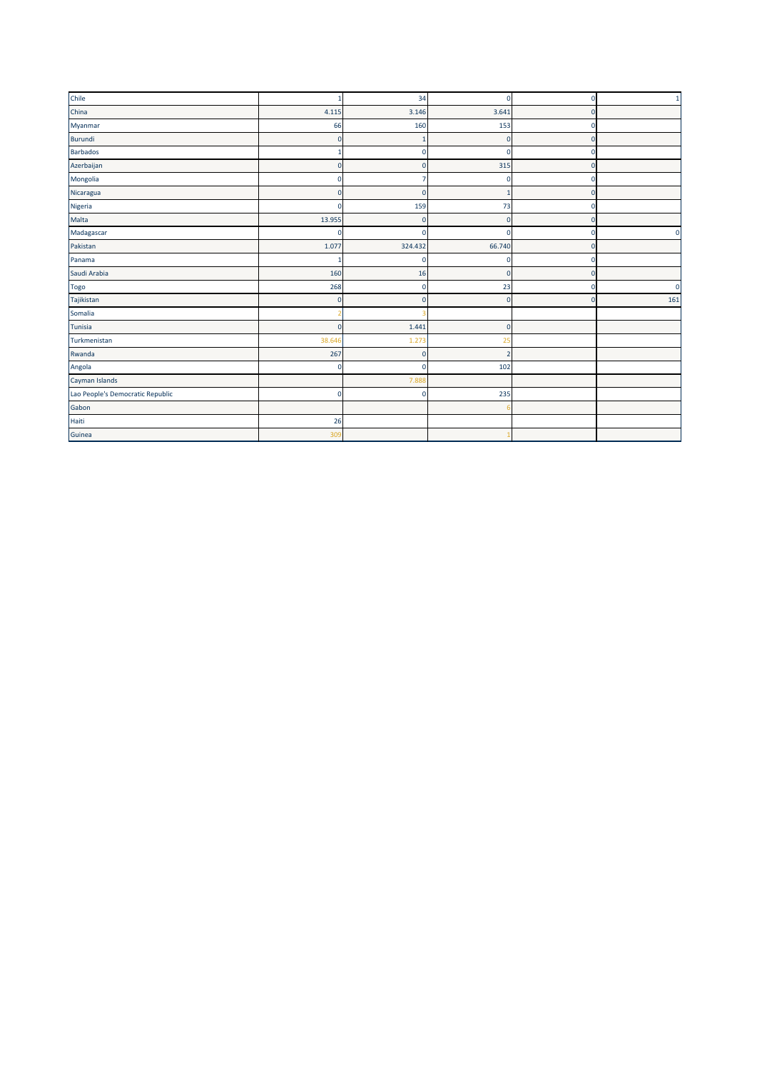| | | | | | |
|---|---|---|---|---|---|
| Chile | 1 | 34 | 0 | 0 | 1 |
| China | 4.115 | 3.146 | 3.641 | 0 | |
| Myanmar | 66 | 160 | 153 | 0 | |
| Burundi | 0 | 1 | 0 | 0 | |
| Barbados | 1 | 0 | 0 | 0 | |
| Azerbaijan | 0 | 0 | 315 | 0 | |
| Mongolia | 0 | 7 | 0 | 0 | |
| Nicaragua | 0 | 0 | 1 | 0 | |
| Nigeria | 0 | 159 | 73 | 0 | |
| Malta | 13.955 | 0 | 0 | 0 | |
| Madagascar | 0 | 0 | 0 | 0 | 0 |
| Pakistan | 1.077 | 324.432 | 66.740 | 0 | |
| Panama | 1 | 0 | 0 | 0 | |
| Saudi Arabia | 160 | 16 | 0 | 0 | |
| Togo | 268 | 0 | 23 | 0 | 0 |
| Tajikistan | 0 | 0 | 0 | 0 | 161 |
| Somalia | 2 | 3 | | | |
| Tunisia | 0 | 1.441 | 0 | | |
| Turkmenistan | 38.646 | 1.273 | 25 | | |
| Rwanda | 267 | 0 | 2 | | |
| Angola | 0 | 0 | 102 | | |
| Cayman Islands | | 7.888 | | | |
| Lao People's Democratic Republic | 0 | 0 | 235 | | |
| Gabon | | | 6 | | |
| Haiti | 26 | | | | |
| Guinea | 309 | | 1 | | |